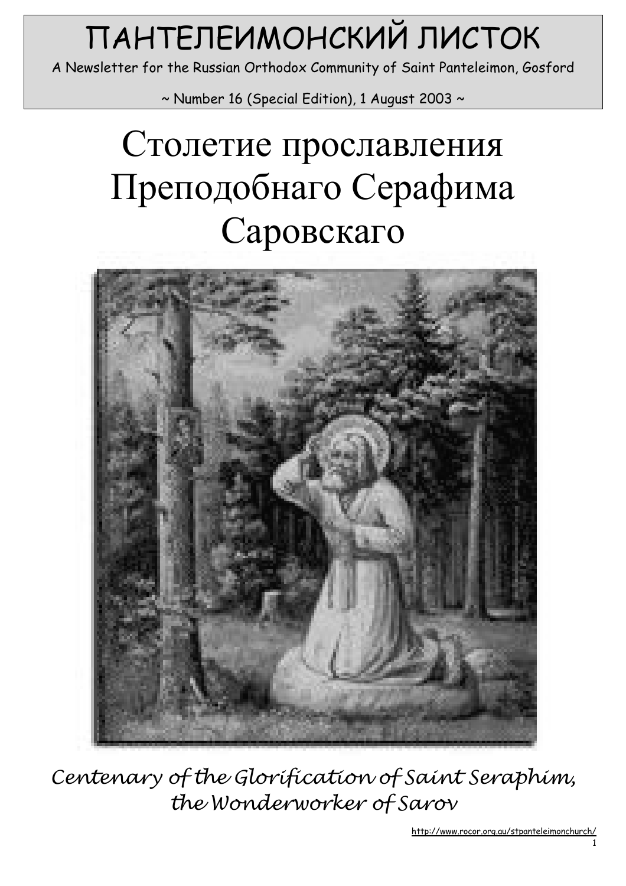# ПАНТЕЛЕИМОНСКИЙ ЛИСТОК

A Newsletter for the Russian Orthodox Community of Saint Panteleimon, Gosford

~ Number 16 (Special Edition), 1 August 2003 ~

# Столетие прославления Преподобнаго Серафима Саровскаго

*Centenary of the Glorification of Saint Seraphim, the Wonderworker of Sarov*

http://www.rocor.org.au/stpanteleimonchurch/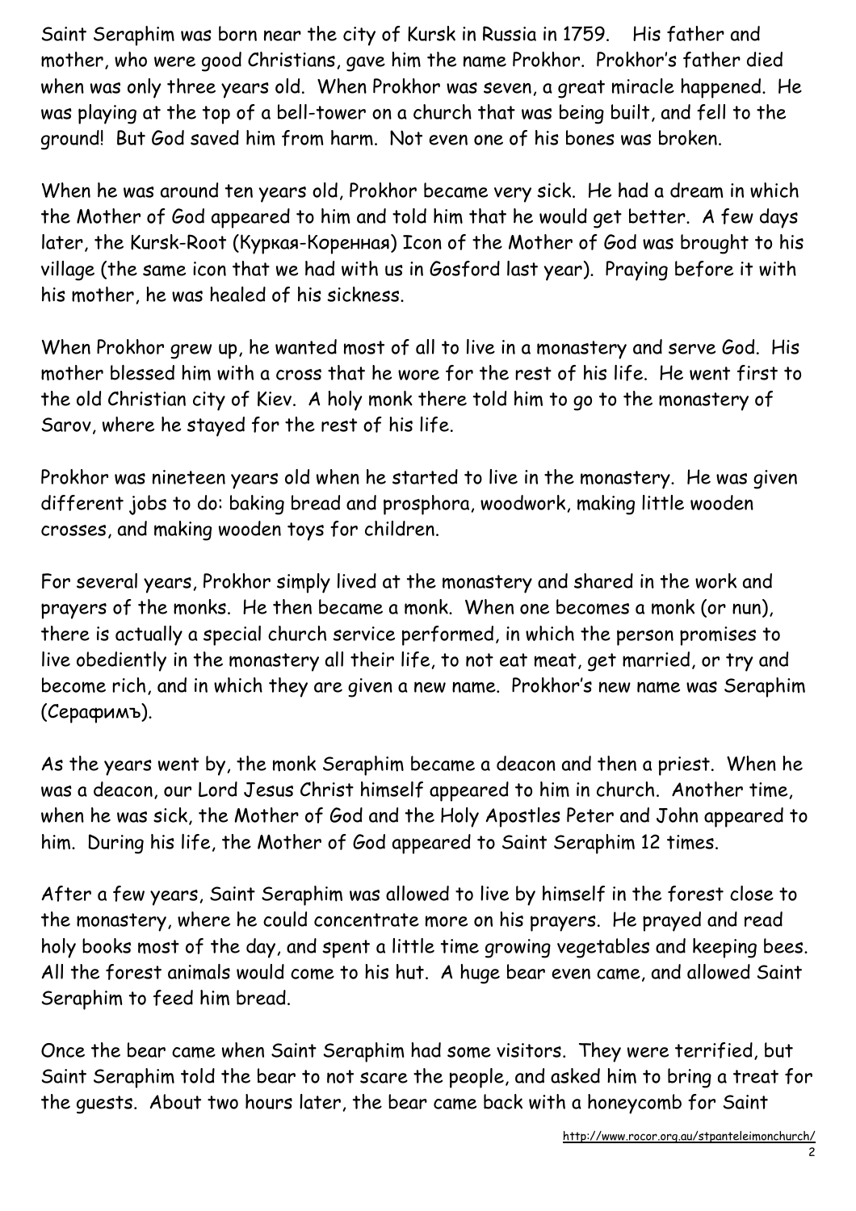Saint Seraphim was born near the city of Kursk in Russia in 1759. His father and mother, who were good Christians, gave him the name Prokhor. Prokhor's father died when was only three years old. When Prokhor was seven, a great miracle happened. He was playing at the top of a bell-tower on a church that was being built, and fell to the ground! But God saved him from harm. Not even one of his bones was broken.

When he was around ten years old, Prokhor became very sick. He had a dream in which the Mother of God appeared to him and told him that he would get better. A few days later, the Kursk-Root (Куркая-Коренная) Icon of the Mother of God was brought to his village (the same icon that we had with us in Gosford last year). Praying before it with his mother, he was healed of his sickness.

When Prokhor grew up, he wanted most of all to live in a monastery and serve God. His mother blessed him with a cross that he wore for the rest of his life. He went first to the old Christian city of Kiev. A holy monk there told him to go to the monastery of Sarov, where he stayed for the rest of his life.

Prokhor was nineteen years old when he started to live in the monastery. He was given different jobs to do: baking bread and prosphora, woodwork, making little wooden crosses, and making wooden toys for children.

For several years, Prokhor simply lived at the monastery and shared in the work and prayers of the monks. He then became a monk. When one becomes a monk (or nun), there is actually a special church service performed, in which the person promises to live obediently in the monastery all their life, to not eat meat, get married, or try and become rich, and in which they are given a new name. Prokhor's new name was Seraphim (Серафимъ).

As the years went by, the monk Seraphim became a deacon and then a priest. When he was a deacon, our Lord Jesus Christ himself appeared to him in church. Another time, when he was sick, the Mother of God and the Holy Apostles Peter and John appeared to him. During his life, the Mother of God appeared to Saint Seraphim 12 times.

After a few years, Saint Seraphim was allowed to live by himself in the forest close to the monastery, where he could concentrate more on his prayers. He prayed and read holy books most of the day, and spent a little time growing vegetables and keeping bees. All the forest animals would come to his hut. A huge bear even came, and allowed Saint Seraphim to feed him bread.

Once the bear came when Saint Seraphim had some visitors. They were terrified, but Saint Seraphim told the bear to not scare the people, and asked him to bring a treat for the guests. About two hours later, the bear came back with a honeycomb for Saint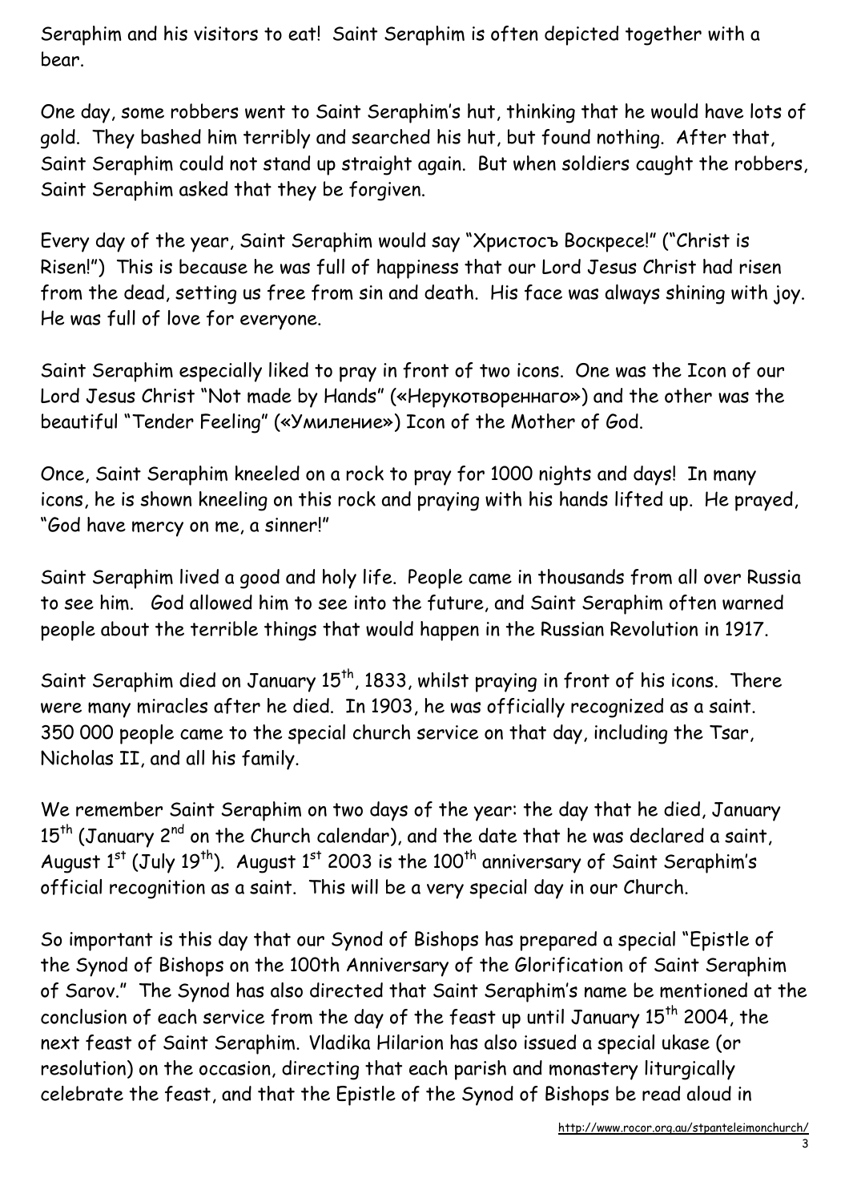Seraphim and his visitors to eat! Saint Seraphim is often depicted together with a bear.

One day, some robbers went to Saint Seraphim's hut, thinking that he would have lots of gold. They bashed him terribly and searched his hut, but found nothing. After that, Saint Seraphim could not stand up straight again. But when soldiers caught the robbers, Saint Seraphim asked that they be forgiven.

Every day of the year, Saint Seraphim would say "Христосъ Воскресе!" ("Christ is Risen!") This is because he was full of happiness that our Lord Jesus Christ had risen from the dead, setting us free from sin and death. His face was always shining with joy. He was full of love for everyone.

Saint Seraphim especially liked to pray in front of two icons. One was the Icon of our Lord Jesus Christ "Not made by Hands" («Нерукотвореннаго») and the other was the beautiful "Tender Feeling" («Умиление») Icon of the Mother of God.

Once, Saint Seraphim kneeled on a rock to pray for 1000 nights and days! In many icons, he is shown kneeling on this rock and praying with his hands lifted up. He prayed, "God have mercy on me, a sinner!"

Saint Seraphim lived a good and holy life. People came in thousands from all over Russia to see him. God allowed him to see into the future, and Saint Seraphim often warned people about the terrible things that would happen in the Russian Revolution in 1917.

Saint Seraphim died on January 15th, 1833, whilst praying in front of his icons. There were many miracles after he died. In 1903, he was officially recognized as a saint. 350 000 people came to the special church service on that day, including the Tsar, Nicholas II, and all his family.

We remember Saint Seraphim on two days of the year: the day that he died, January 15th (January 2nd on the Church calendar), and the date that he was declared a saint, August 1st (July 19th). August 1st 2003 is the 100th anniversary of Saint Seraphim's official recognition as a saint. This will be a very special day in our Church.

So important is this day that our Synod of Bishops has prepared a special "Epistle of the Synod of Bishops on the 100th Anniversary of the Glorification of Saint Seraphim of Sarov." The Synod has also directed that Saint Seraphim's name be mentioned at the conclusion of each service from the day of the feast up until January 15th 2004, the next feast of Saint Seraphim. Vladika Hilarion has also issued a special ukase (or resolution) on the occasion, directing that each parish and monastery liturgically celebrate the feast, and that the Epistle of the Synod of Bishops be read aloud in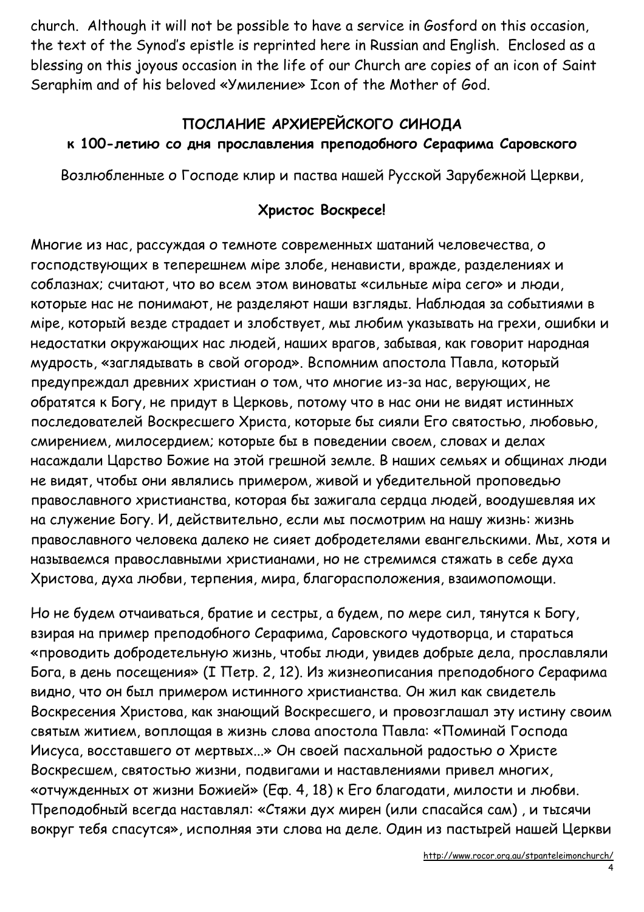church. Although it will not be possible to have a service in Gosford on this occasion, the text of the Synod's epistle is reprinted here in Russian and English. Enclosed as a blessing on this joyous occasion in the life of our Church are copies of an icon of Saint Seraphim and of his beloved «Умиление» Icon of the Mother of God.

## ПОСЛАНИЕ АРХИЕРЕЙСКОГО СИНОДА

### к 100-летию со дня прославления преподобного Серафима Саровского

Возлюбленные о Господе клир и паства нашей Русской Зарубежной Церкви,

**Христос Воскресе!**

Многие из нас, рассуждая о темноте современных шатаний человечества, о господствующих в теперешнем мiре злобе, ненависти, вражде, разделениях и соблазнах; считают, что во всем этом виноваты «сильные мiра сего» и люди, которые нас не понимают, не разделяют наши взгляды. Наблюдая за событиями в мiре, который везде страдает и злобствует, мы любим указывать на грехи, ошибки и недостатки окружающих нас людей, наших врагов, забывая, как говорит народная мудрость, «заглядывать в свой огород». Вспомним апостола Павла, который предупреждал древних христиан о том, что многие из-за нас, верующих, не обратятся к Богу, не придут в Церковь, потому что в нас они не видят истинных последователей Воскресшего Христа, которые бы сияли Его святостью, любовью, смирением, милосердием; которые бы в поведении своем, словах и делах насаждали Царство Божие на этой грешной земле. В наших семьях и общинах люди не видят, чтобы они являлись примером, живой и убедительной проповедью православного христианства, которая бы зажигала сердца людей, воодушевляя их на служение Богу. И, действительно, если мы посмотрим на нашу жизнь: жизнь православного человека далеко не сияет добродетелями евангельскими. Мы, хотя и называемся православными христианами, но не стремимся стяжать в себе духа Христова, духа любви, терпения, мира, благорасположения, взаимопомощи.

Но не будем отчаиваться, братие и сестры, а будем, по мере сил, тянутся к Богу, взирая на пример преподобного Серафима, Саровского чудотворца, и стараться «проводить добродетельную жизнь, чтобы люди, увидев добрые дела, прославляли Бога, в день посещения» (I Петр. 2, 12). Из жизнеописания преподобного Серафима видно, что он был примером истинного христианства. Он жил как свидетель Воскресения Христова, как знающий Воскресшего, и провозглашал эту истину своим святым житием, воплощая в жизнь слова апостола Павла: «Поминай Господа Иисуса, восставшего от мертвых...» Он своей пасхальной радостью о Христе Воскресшем, святостью жизни, подвигами и наставлениями привел многих, «отчужденных от жизни Божией» (Еф. 4, 18) к Его благодати, милости и любви. Преподобный всегда наставлял: «Стяжи дух мирен (или спасайся сам) , и тысячи вокруг тебя спасутся», исполняя эти слова на деле. Один из пастырей нашей Церкви

http://www.rocor.org.au/stpanteleimonchurch/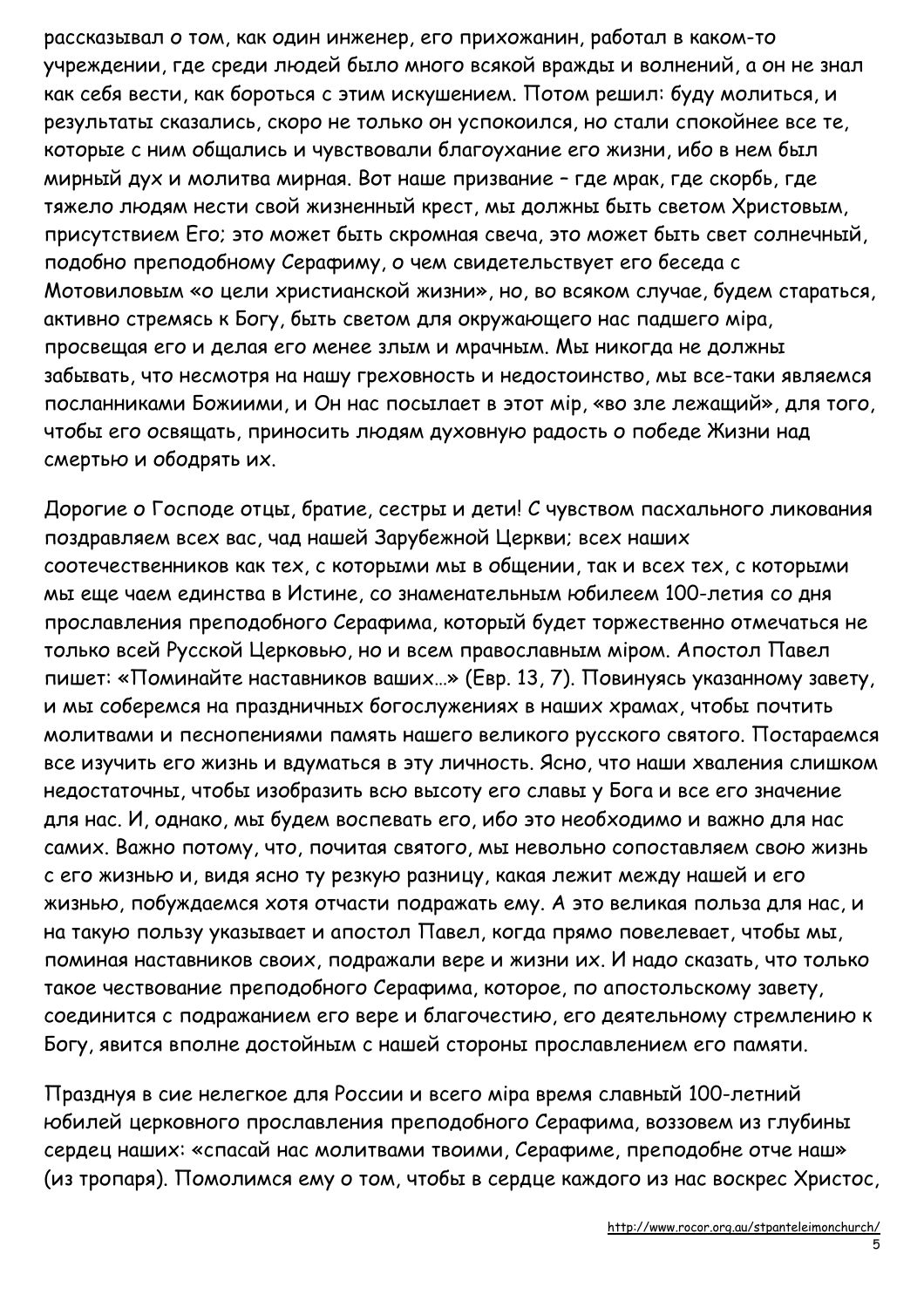рассказывал о том, как один инженер, его прихожанин, работал в каком-то учреждении, где среди людей было много всякой вражды и волнений, а он не знал как себя вести, как бороться с этим искушением. Потом решил: буду молиться, и результаты сказались, скоро не только он успокоился, но стали спокойнее все те, которые с ним общались и чувствовали благоухание его жизни, ибо в нем был мирный дух и молитва мирная. Вот наше призвание – где мрак, где скорбь, где тяжело людям нести свой жизненный крест, мы должны быть светом Христовым, присутствием Его; это может быть скромная свеча, это может быть свет солнечный, подобно преподобному Серафиму, о чем свидетельствует его беседа с Мотовиловым «о цели христианской жизни», но, во всяком случае, будем стараться, активно стремясь к Богу, быть светом для окружающего нас падшего міра, просвещая его и делая его менее злым и мрачным. Мы никогда не должны забывать, что несмотря на нашу греховность и недостоинство, мы все-таки являемся посланниками Божиими, и Он нас посылает в этот мір, «во зле лежащий», для того, чтобы его освящать, приносить людям духовную радость о победе Жизни над смертью и ободрять их.

Дорогие о Господе отцы, братие, сестры и дети! С чувством пасхального ликования поздравляем всех вас, чад нашей Зарубежной Церкви; всех наших соотечественников как тех, с которыми мы в общении, так и всех тех, с которыми мы еще чаем единства в Истине, со знаменательным юбилеем 100-летия со дня прославления преподобного Серафима, который будет торжественно отмечаться не только всей Русской Церковью, но и всем православным міром. Апостол Павел пишет: «Поминайте наставников ваших…» (Евр. 13, 7). Повинуясь указанному завету, и мы соберемся на праздничных богослужениях в наших храмах, чтобы почтить молитвами и песнопениями память нашего великого русского святого. Постараемся все изучить его жизнь и вдуматься в эту личность. Ясно, что наши хваления слишком недостаточны, чтобы изобразить всю высоту его славы у Бога и все его значение для нас. И, однако, мы будем воспевать его, ибо это необходимо и важно для нас самих. Важно потому, что, почитая святого, мы невольно сопоставляем свою жизнь с его жизнью и, видя ясно ту резкую разницу, какая лежит между нашей и его жизнью, побуждаемся хотя отчасти подражать ему. А это великая польза для нас, и на такую пользу указывает и апостол Павел, когда прямо повелевает, чтобы мы, поминая наставников своих, подражали вере и жизни их. И надо сказать, что только такое чествование преподобного Серафима, которое, по апостольскому завету, соединится с подражанием его вере и благочестию, его деятельному стремлению к Богу, явится вполне достойным с нашей стороны прославлением его памяти.

Празднуя в сие нелегкое для России и всего міра время славный 100-летний юбилей церковного прославления преподобного Серафима, воззовем из глубины сердец наших: «спасай нас молитвами твоими, Серафиме, преподобне отче наш» (из тропаря). Помолимся ему о том, чтобы в сердце каждого из нас воскрес Христос,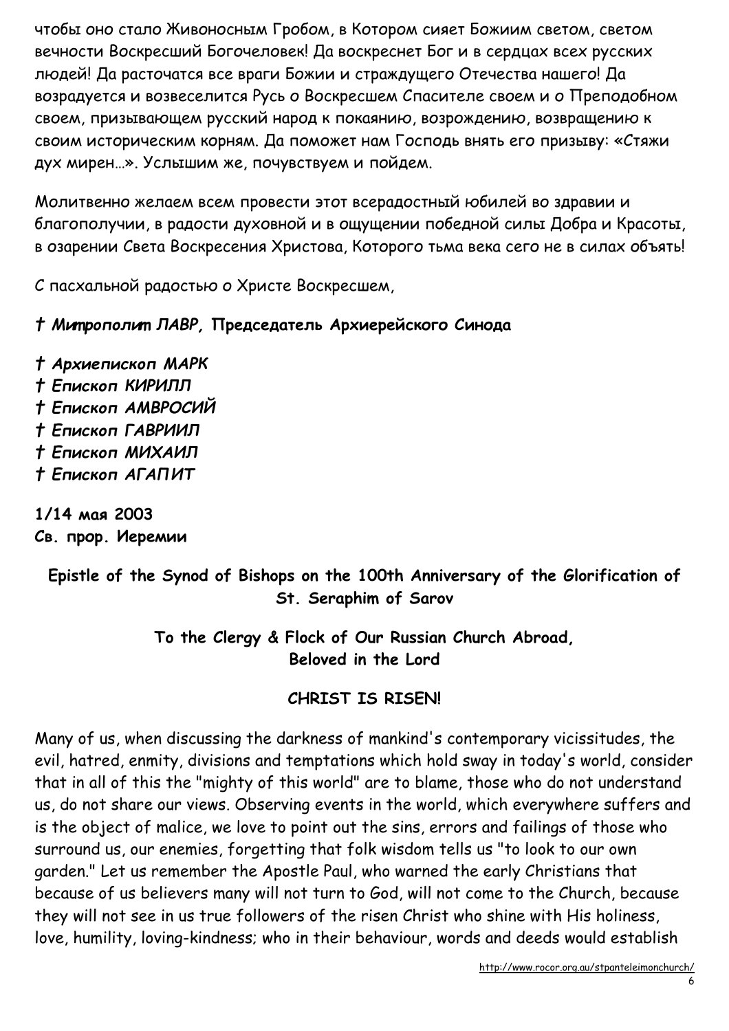чтобы оно стало Живоносным Гробом, в Котором сияет Божиим светом, светом вечности Воскресший Богочеловек! Да воскреснет Бог и в сердцах всех русских людей! Да расточатся все враги Божии и страждущего Отечества нашего! Да возрадуется и возвеселится Русь о Воскресшем Спасителе своем и о Преподобном своем, призывающем русский народ к покаянию, возрождению, возвращению к своим историческим корням. Да поможет нам Господь внять его призыву: «Стяжи дух мирен…». Услышим же, почувствуем и пойдем.

Молитвенно желаем всем провести этот всерадостный юбилей во здравии и благополучии, в радости духовной и в ощущении победной силы Добра и Красоты, в озарении Света Воскресения Христова, Которого тьма века сего не в силах объять!

С пасхальной радостью о Христе Воскресшем,

***† Митрополит ЛАВР*, Председатель Архиерейского Синода**

***† Архиепископ МАРК***
***† Епископ КИРИЛЛ***
***† Епископ АМВРОСИЙ***
***† Епископ ГАВРИИЛ***
***† Епископ МИХАИЛ***
***† Епископ АГАПИТ***

**1/14 мая 2003**
***Св. прор. Иеремии***

## Epistle of the Synod of Bishops on the 100th Anniversary of the Glorification of St. Seraphim of Sarov

### To the Clergy & Flock of Our Russian Church Abroad, Beloved in the Lord

### CHRIST IS RISEN!

Many of us, when discussing the darkness of mankind's contemporary vicissitudes, the evil, hatred, enmity, divisions and temptations which hold sway in today's world, consider that in all of this the "mighty of this world" are to blame, those who do not understand us, do not share our views. Observing events in the world, which everywhere suffers and is the object of malice, we love to point out the sins, errors and failings of those who surround us, our enemies, forgetting that folk wisdom tells us "to look to our own garden." Let us remember the Apostle Paul, who warned the early Christians that because of us believers many will not turn to God, will not come to the Church, because they will not see in us true followers of the risen Christ who shine with His holiness, love, humility, loving-kindness; who in their behaviour, words and deeds would establish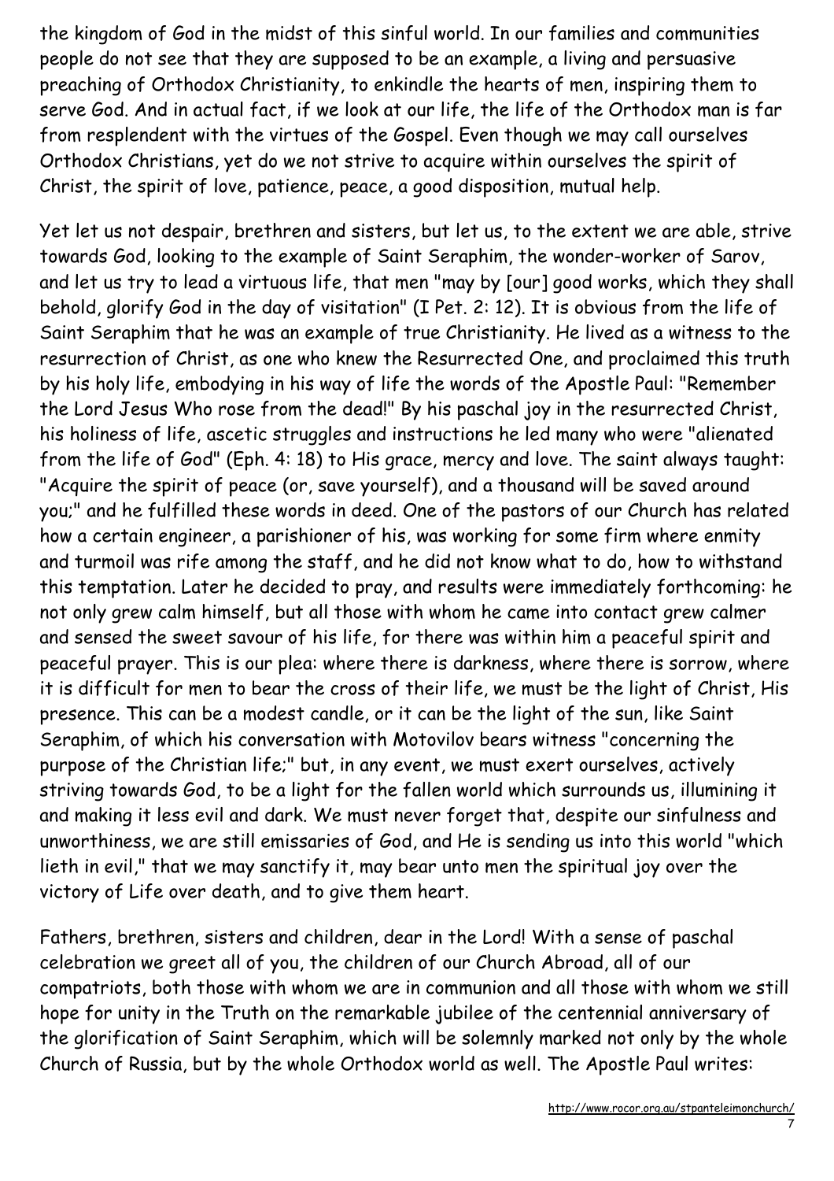the kingdom of God in the midst of this sinful world. In our families and communities people do not see that they are supposed to be an example, a living and persuasive preaching of Orthodox Christianity, to enkindle the hearts of men, inspiring them to serve God. And in actual fact, if we look at our life, the life of the Orthodox man is far from resplendent with the virtues of the Gospel. Even though we may call ourselves Orthodox Christians, yet do we not strive to acquire within ourselves the spirit of Christ, the spirit of love, patience, peace, a good disposition, mutual help.

Yet let us not despair, brethren and sisters, but let us, to the extent we are able, strive towards God, looking to the example of Saint Seraphim, the wonder-worker of Sarov, and let us try to lead a virtuous life, that men "may by [our] good works, which they shall behold, glorify God in the day of visitation" (I Pet. 2: 12). It is obvious from the life of Saint Seraphim that he was an example of true Christianity. He lived as a witness to the resurrection of Christ, as one who knew the Resurrected One, and proclaimed this truth by his holy life, embodying in his way of life the words of the Apostle Paul: "Remember the Lord Jesus Who rose from the dead!" By his paschal joy in the resurrected Christ, his holiness of life, ascetic struggles and instructions he led many who were "alienated from the life of God" (Eph. 4: 18) to His grace, mercy and love. The saint always taught: "Acquire the spirit of peace (or, save yourself), and a thousand will be saved around you;" and he fulfilled these words in deed. One of the pastors of our Church has related how a certain engineer, a parishioner of his, was working for some firm where enmity and turmoil was rife among the staff, and he did not know what to do, how to withstand this temptation. Later he decided to pray, and results were immediately forthcoming: he not only grew calm himself, but all those with whom he came into contact grew calmer and sensed the sweet savour of his life, for there was within him a peaceful spirit and peaceful prayer. This is our plea: where there is darkness, where there is sorrow, where it is difficult for men to bear the cross of their life, we must be the light of Christ, His presence. This can be a modest candle, or it can be the light of the sun, like Saint Seraphim, of which his conversation with Motovilov bears witness "concerning the purpose of the Christian life;" but, in any event, we must exert ourselves, actively striving towards God, to be a light for the fallen world which surrounds us, illumining it and making it less evil and dark. We must never forget that, despite our sinfulness and unworthiness, we are still emissaries of God, and He is sending us into this world "which lieth in evil," that we may sanctify it, may bear unto men the spiritual joy over the victory of Life over death, and to give them heart.

Fathers, brethren, sisters and children, dear in the Lord! With a sense of paschal celebration we greet all of you, the children of our Church Abroad, all of our compatriots, both those with whom we are in communion and all those with whom we still hope for unity in the Truth on the remarkable jubilee of the centennial anniversary of the glorification of Saint Seraphim, which will be solemnly marked not only by the whole Church of Russia, but by the whole Orthodox world as well. The Apostle Paul writes: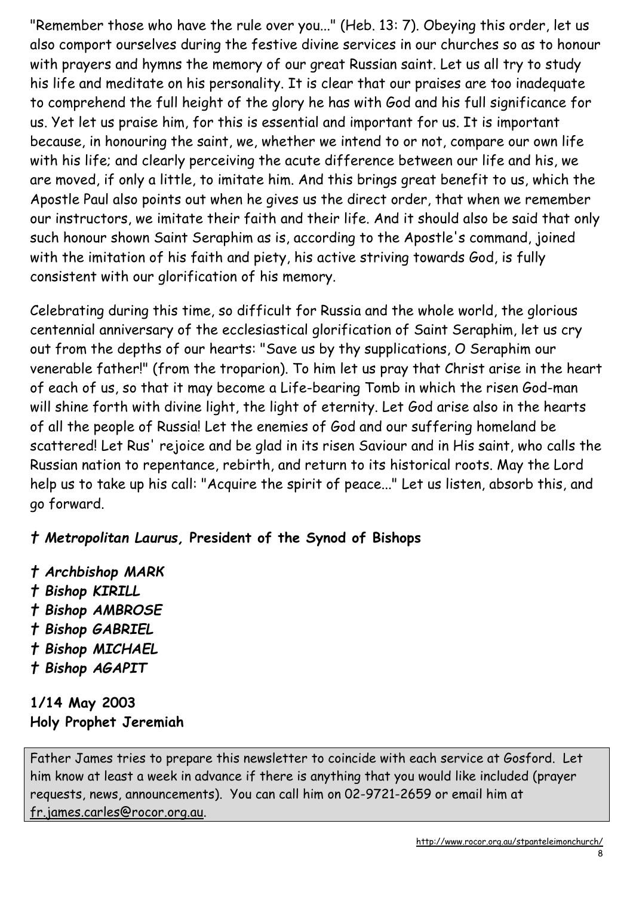"Remember those who have the rule over you..." (Heb. 13: 7). Obeying this order, let us also comport ourselves during the festive divine services in our churches so as to honour with prayers and hymns the memory of our great Russian saint. Let us all try to study his life and meditate on his personality. It is clear that our praises are too inadequate to comprehend the full height of the glory he has with God and his full significance for us. Yet let us praise him, for this is essential and important for us. It is important because, in honouring the saint, we, whether we intend to or not, compare our own life with his life; and clearly perceiving the acute difference between our life and his, we are moved, if only a little, to imitate him. And this brings great benefit to us, which the Apostle Paul also points out when he gives us the direct order, that when we remember our instructors, we imitate their faith and their life. And it should also be said that only such honour shown Saint Seraphim as is, according to the Apostle's command, joined with the imitation of his faith and piety, his active striving towards God, is fully consistent with our glorification of his memory.

Celebrating during this time, so difficult for Russia and the whole world, the glorious centennial anniversary of the ecclesiastical glorification of Saint Seraphim, let us cry out from the depths of our hearts: "Save us by thy supplications, O Seraphim our venerable father!" (from the troparion). To him let us pray that Christ arise in the heart of each of us, so that it may become a Life-bearing Tomb in which the risen God-man will shine forth with divine light, the light of eternity. Let God arise also in the hearts of all the people of Russia! Let the enemies of God and our suffering homeland be scattered! Let Rus' rejoice and be glad in its risen Saviour and in His saint, who calls the Russian nation to repentance, rebirth, and return to its historical roots. May the Lord help us to take up his call: "Acquire the spirit of peace..." Let us listen, absorb this, and go forward.

***† Metropolitan Laurus,* President of the Synod of Bishops**

***† Archbishop MARK***
***† Bishop KIRILL***
***† Bishop AMBROSE***
***† Bishop GABRIEL***
***† Bishop MICHAEL***
***† Bishop AGAPIT***

**1/14 May 2003**
**Holy Prophet Jeremiah**

Father James tries to prepare this newsletter to coincide with each service at Gosford. Let him know at least a week in advance if there is anything that you would like included (prayer requests, news, announcements). You can call him on 02-9721-2659 or email him at fr.james.carles@rocor.org.au.

http://www.rocor.org.au/stpanteleimonchurch/